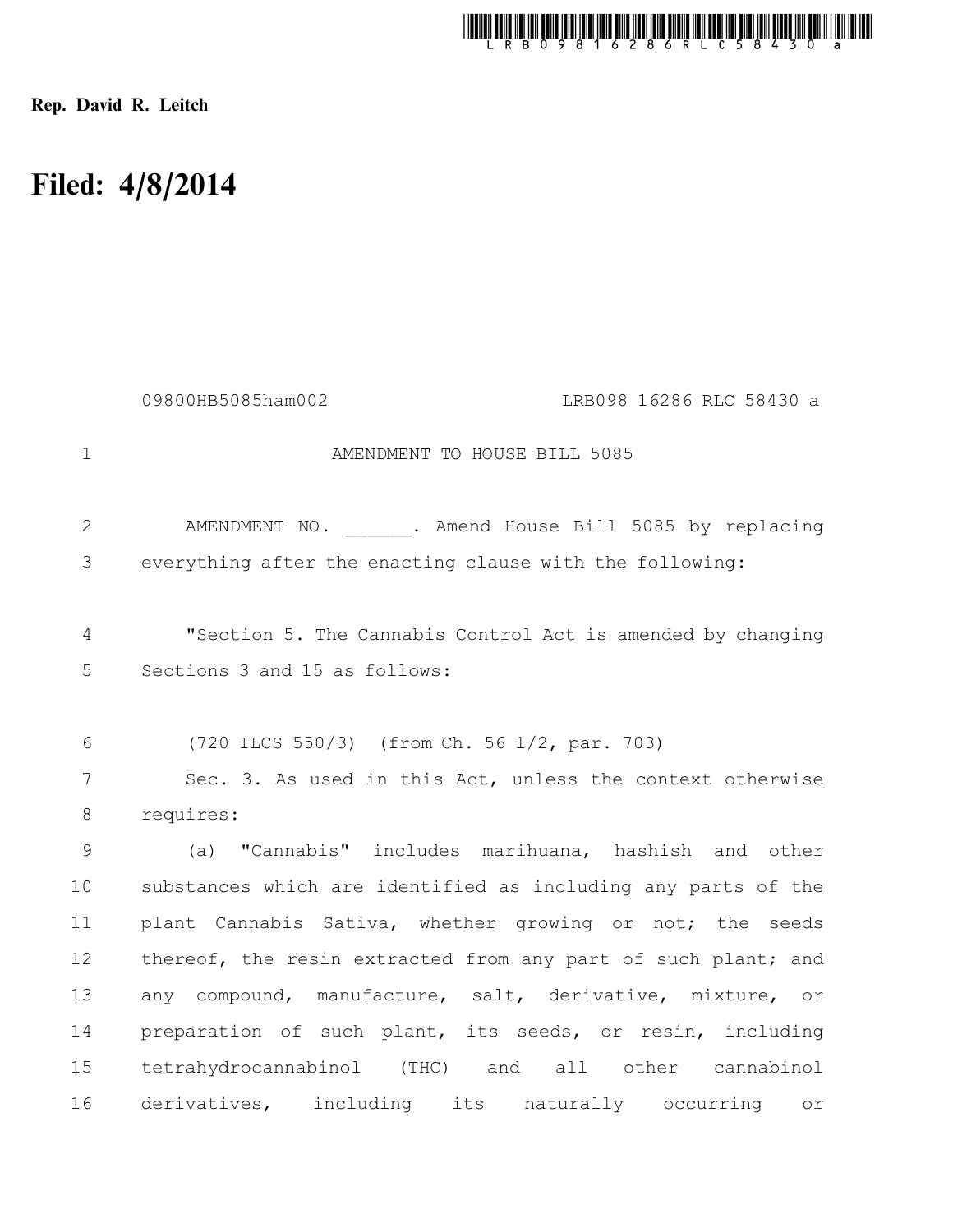Rep. David R. Leitch

# Filed: 4/8/2014

09800HB5085ham002 LRB098 16286 RLC 58430 a

AMENDMENT TO HOUSE BILL 5085

AMENDMENT NO. ______. Amend House Bill 5085 by replacing everything after the enacting clause with the following:

"Section 5. The Cannabis Control Act is amended by changing Sections 3 and 15 as follows:

(720 ILCS 550/3) (from Ch. 56 1/2, par. 703)

Sec. 3. As used in this Act, unless the context otherwise requires:

(a) "Cannabis" includes marihuana, hashish and other substances which are identified as including any parts of the plant Cannabis Sativa, whether growing or not; the seeds thereof, the resin extracted from any part of such plant; and any compound, manufacture, salt, derivative, mixture, or preparation of such plant, its seeds, or resin, including tetrahydrocannabinol (THC) and all other cannabinol derivatives, including its naturally occurring or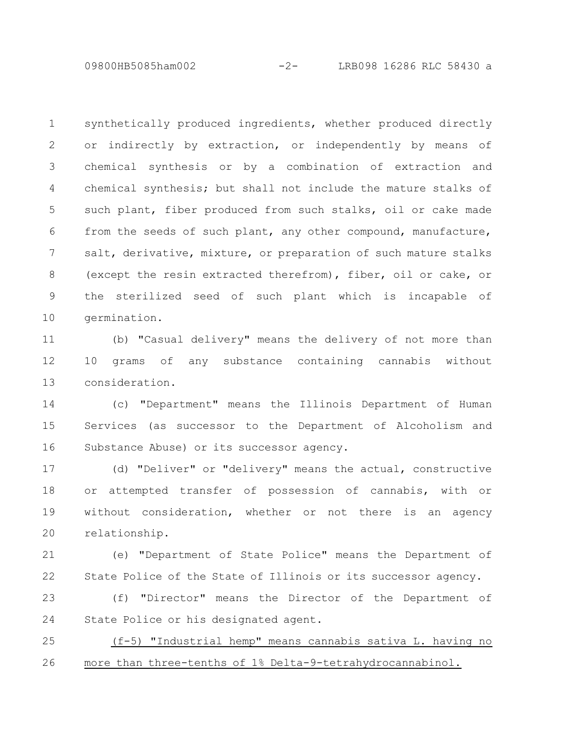synthetically produced ingredients, whether produced directly or indirectly by extraction, or independently by means of chemical synthesis or by a combination of extraction and chemical synthesis; but shall not include the mature stalks of such plant, fiber produced from such stalks, oil or cake made from the seeds of such plant, any other compound, manufacture, salt, derivative, mixture, or preparation of such mature stalks (except the resin extracted therefrom), fiber, oil or cake, or the sterilized seed of such plant which is incapable of germination.

(b) "Casual delivery" means the delivery of not more than 10 grams of any substance containing cannabis without consideration.

(c) "Department" means the Illinois Department of Human Services (as successor to the Department of Alcoholism and Substance Abuse) or its successor agency.

(d) "Deliver" or "delivery" means the actual, constructive or attempted transfer of possession of cannabis, with or without consideration, whether or not there is an agency relationship.

(e) "Department of State Police" means the Department of State Police of the State of Illinois or its successor agency.

(f) "Director" means the Director of the Department of State Police or his designated agent.

<u>(f-5) "Industrial hemp" means cannabis sativa L. having no more than three-tenths of 1% Delta-9-tetrahydrocannabinol.</u>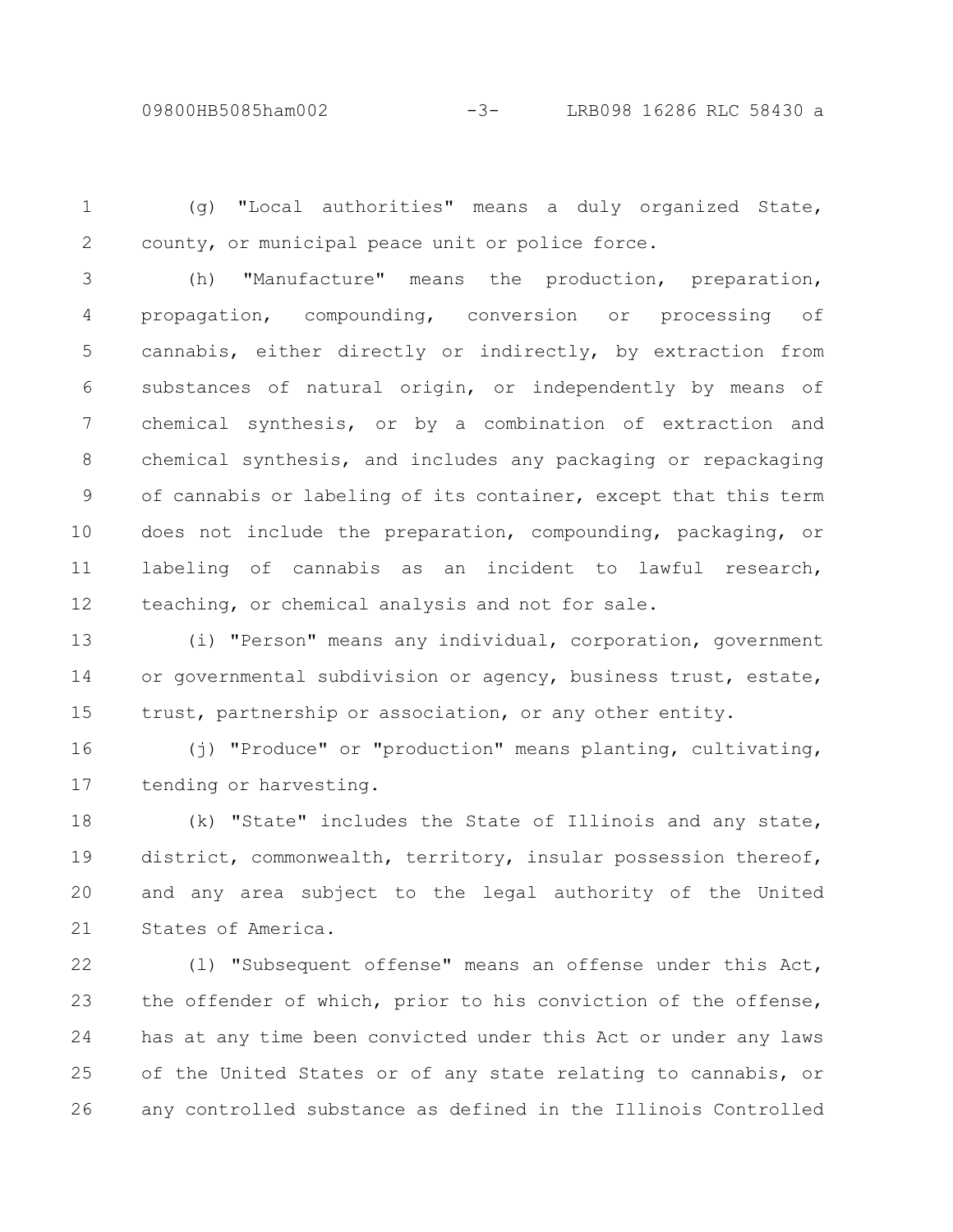(g) "Local authorities" means a duly organized State, county, or municipal peace unit or police force.

(h) "Manufacture" means the production, preparation, propagation, compounding, conversion or processing of cannabis, either directly or indirectly, by extraction from substances of natural origin, or independently by means of chemical synthesis, or by a combination of extraction and chemical synthesis, and includes any packaging or repackaging of cannabis or labeling of its container, except that this term does not include the preparation, compounding, packaging, or labeling of cannabis as an incident to lawful research, teaching, or chemical analysis and not for sale.

(i) "Person" means any individual, corporation, government or governmental subdivision or agency, business trust, estate, trust, partnership or association, or any other entity.

(j) "Produce" or "production" means planting, cultivating, tending or harvesting.

(k) "State" includes the State of Illinois and any state, district, commonwealth, territory, insular possession thereof, and any area subject to the legal authority of the United States of America.

(l) "Subsequent offense" means an offense under this Act, the offender of which, prior to his conviction of the offense, has at any time been convicted under this Act or under any laws of the United States or of any state relating to cannabis, or any controlled substance as defined in the Illinois Controlled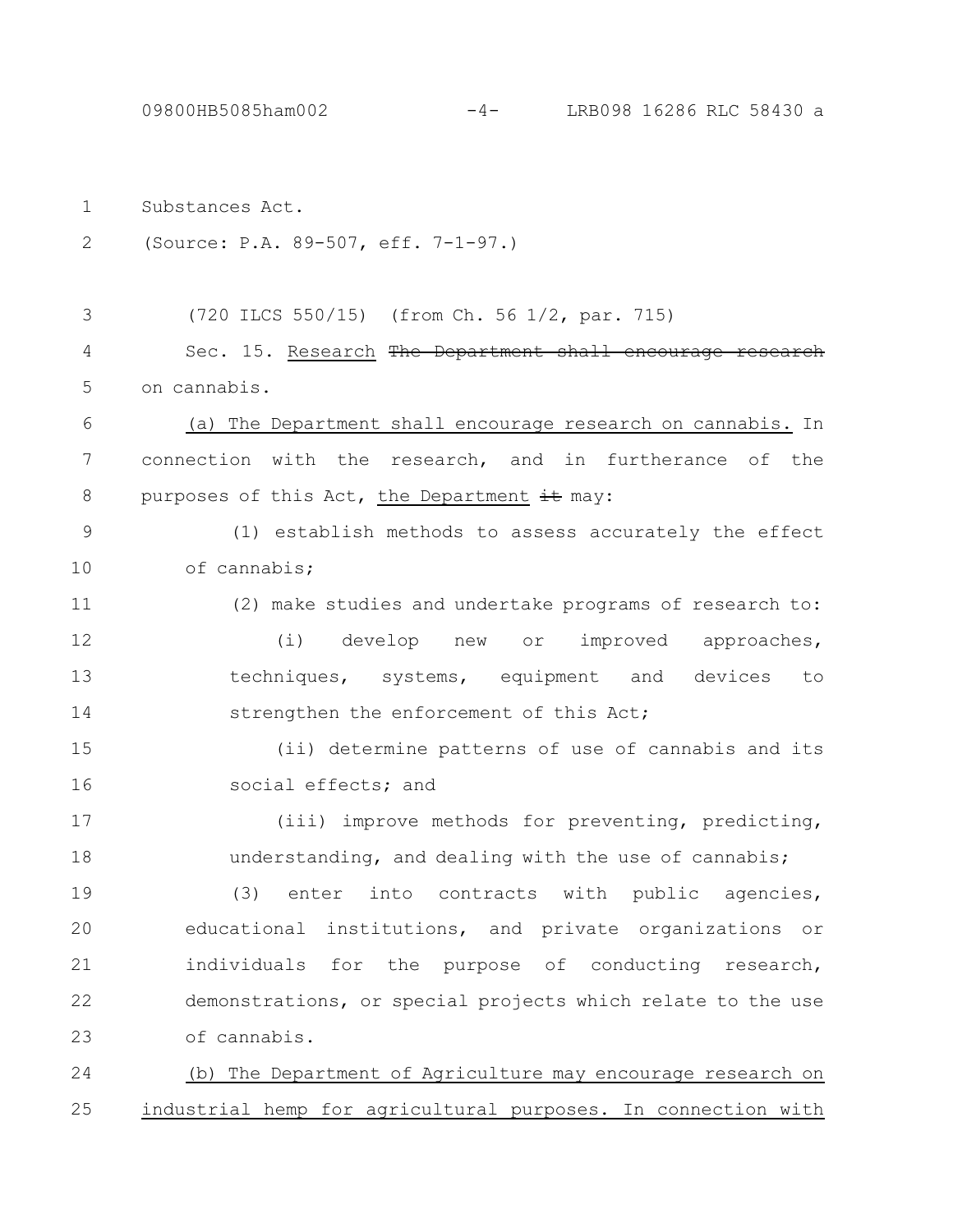Substances Act.

(Source: P.A. 89-507, eff. 7-1-97.)

(720 ILCS 550/15) (from Ch. 56 1/2, par. 715)

Sec. 15. Research ~~The Department shall encourage research~~ on cannabis.

(a) The Department shall encourage research on cannabis. In connection with the research, and in furtherance of the purposes of this Act, the Department ~~it~~ may:

(1) establish methods to assess accurately the effect of cannabis;

(2) make studies and undertake programs of research to:

(i) develop new or improved approaches, techniques, systems, equipment and devices to strengthen the enforcement of this Act;

(ii) determine patterns of use of cannabis and its social effects; and

(iii) improve methods for preventing, predicting, understanding, and dealing with the use of cannabis;

(3) enter into contracts with public agencies, educational institutions, and private organizations or individuals for the purpose of conducting research, demonstrations, or special projects which relate to the use of cannabis.

(b) The Department of Agriculture may encourage research on industrial hemp for agricultural purposes. In connection with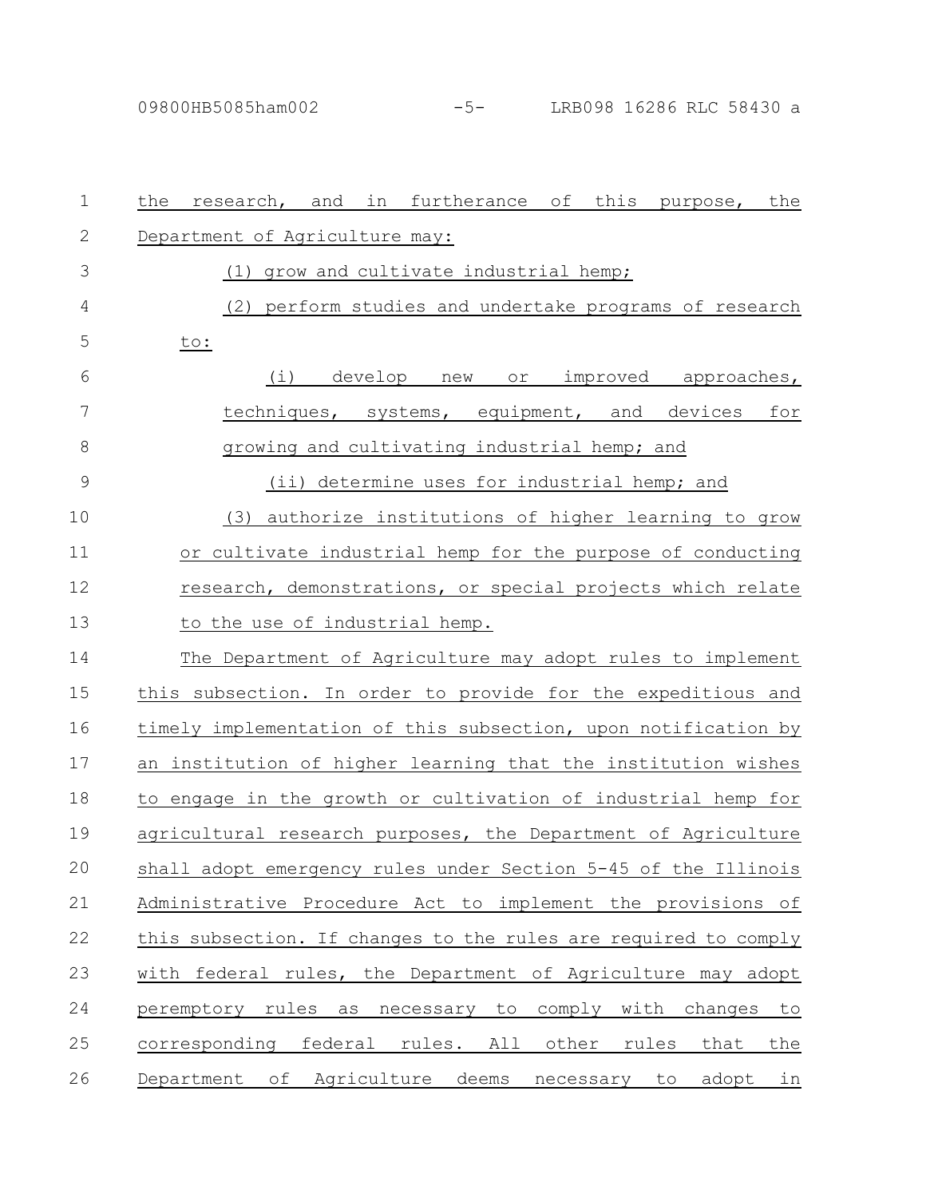the research, and in furtherance of this purpose, the Department of Agriculture may:

(1) grow and cultivate industrial hemp;

(2) perform studies and undertake programs of research to:

(i) develop new or improved approaches, techniques, systems, equipment, and devices for growing and cultivating industrial hemp; and

(ii) determine uses for industrial hemp; and

(3) authorize institutions of higher learning to grow or cultivate industrial hemp for the purpose of conducting research, demonstrations, or special projects which relate to the use of industrial hemp.

The Department of Agriculture may adopt rules to implement this subsection. In order to provide for the expeditious and timely implementation of this subsection, upon notification by an institution of higher learning that the institution wishes to engage in the growth or cultivation of industrial hemp for agricultural research purposes, the Department of Agriculture shall adopt emergency rules under Section 5-45 of the Illinois Administrative Procedure Act to implement the provisions of this subsection. If changes to the rules are required to comply with federal rules, the Department of Agriculture may adopt peremptory rules as necessary to comply with changes to corresponding federal rules. All other rules that the Department of Agriculture deems necessary to adopt in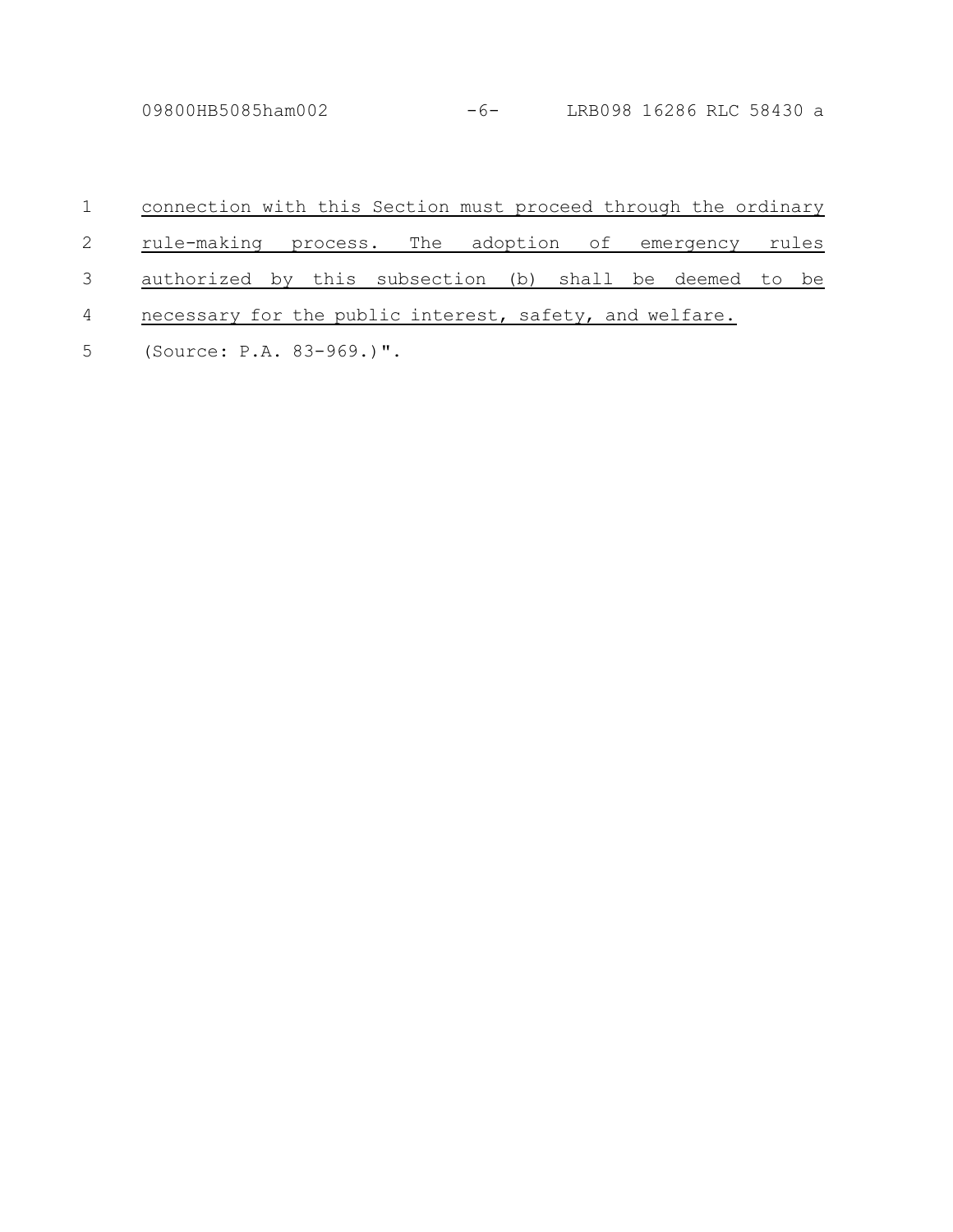connection with this Section must proceed through the ordinary rule-making process. The adoption of emergency rules authorized by this subsection (b) shall be deemed to be necessary for the public interest, safety, and welfare.

(Source: P.A. 83-969.)".